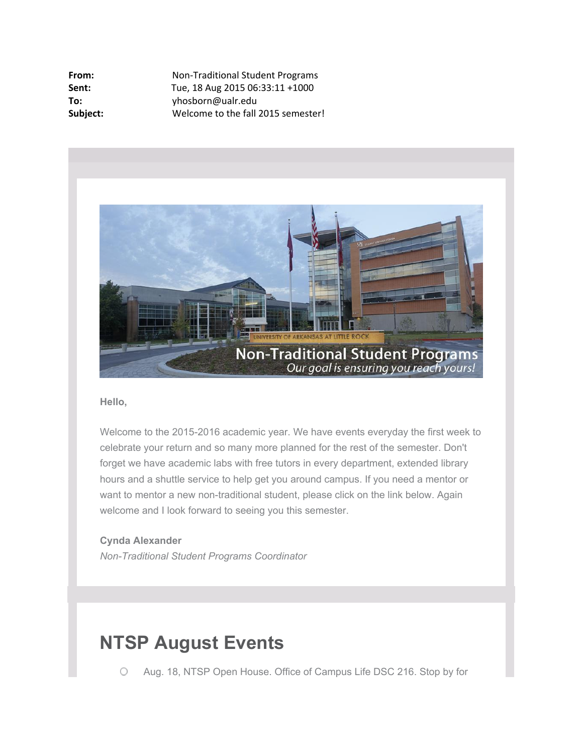**From:** Non-Traditional Student Programs
**Sent:** Tue, 18 Aug 2015 06:33:11 +1000
**To:** yhosborn@ualr.edu
**Subject:** Welcome to the fall 2015 semester!

**Hello,**

Welcome to the 2015-2016 academic year. We have events everyday the first week to celebrate your return and so many more planned for the rest of the semester. Don't forget we have academic labs with free tutors in every department, extended library hours and a shuttle service to help get you around campus. If you need a mentor or want to mentor a new non-traditional student, please click on the link below. Again welcome and I look forward to seeing you this semester.

**Cynda Alexander**
*Non-Traditional Student Programs Coordinator*

# NTSP August Events

- Aug. 18, NTSP Open House. Office of Campus Life DSC 216. Stop by for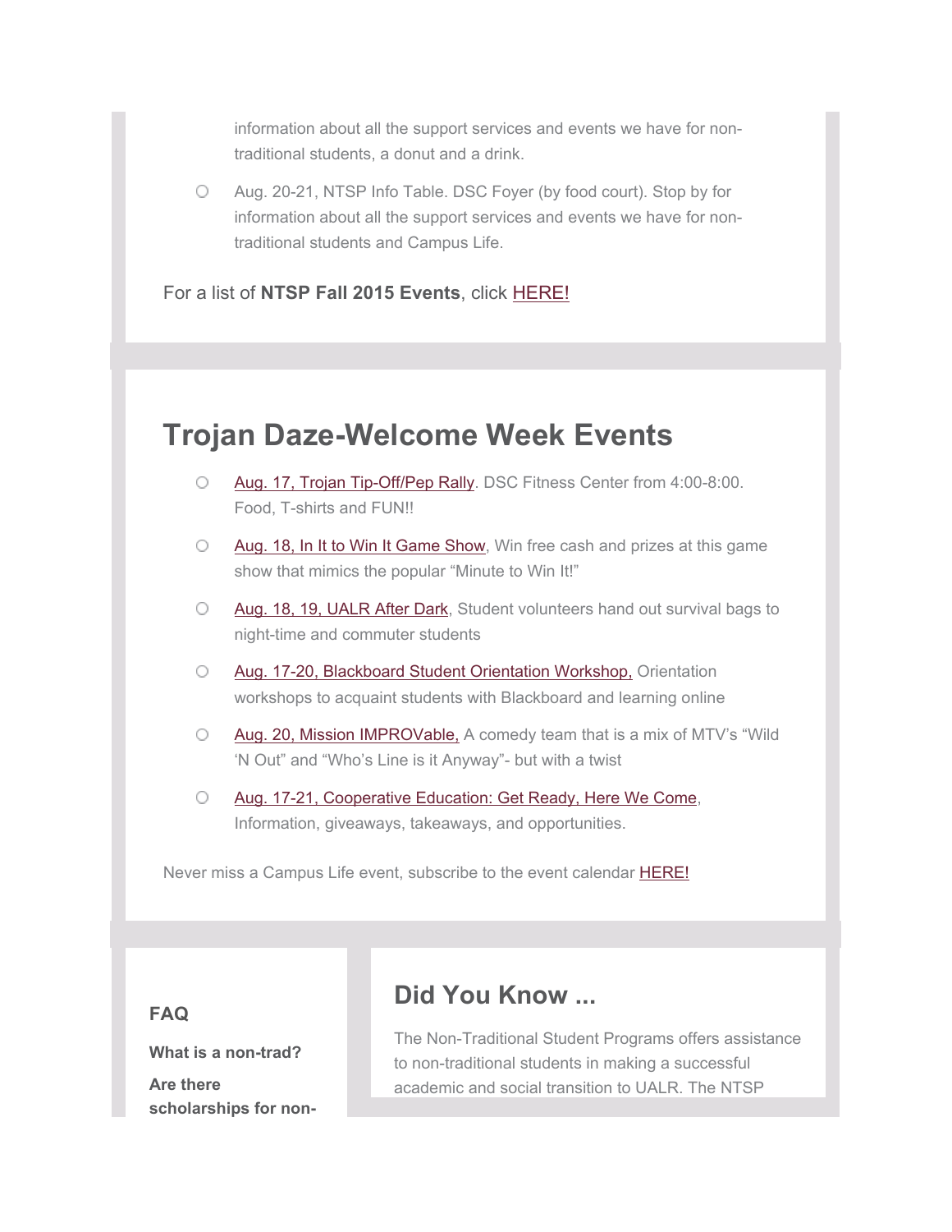information about all the support services and events we have for non-traditional students, a donut and a drink.

- Aug. 20-21, NTSP Info Table. DSC Foyer (by food court). Stop by for information about all the support services and events we have for non-traditional students and Campus Life.

For a list of **NTSP Fall 2015 Events**, click HERE!

# Trojan Daze-Welcome Week Events

- Aug. 17, Trojan Tip-Off/Pep Rally. DSC Fitness Center from 4:00-8:00. Food, T-shirts and FUN!!
- Aug. 18, In It to Win It Game Show, Win free cash and prizes at this game show that mimics the popular "Minute to Win It!"
- Aug. 18, 19, UALR After Dark, Student volunteers hand out survival bags to night-time and commuter students
- Aug. 17-20, Blackboard Student Orientation Workshop, Orientation workshops to acquaint students with Blackboard and learning online
- Aug. 20, Mission IMPROVable, A comedy team that is a mix of MTV's "Wild 'N Out" and "Who's Line is it Anyway"- but with a twist
- Aug. 17-21, Cooperative Education: Get Ready, Here We Come, Information, giveaways, takeaways, and opportunities.

Never miss a Campus Life event, subscribe to the event calendar HERE!

**FAQ**

**What is a non-trad?**

**Are there scholarships for non-**

## Did You Know ...

The Non-Traditional Student Programs offers assistance to non-traditional students in making a successful academic and social transition to UALR. The NTSP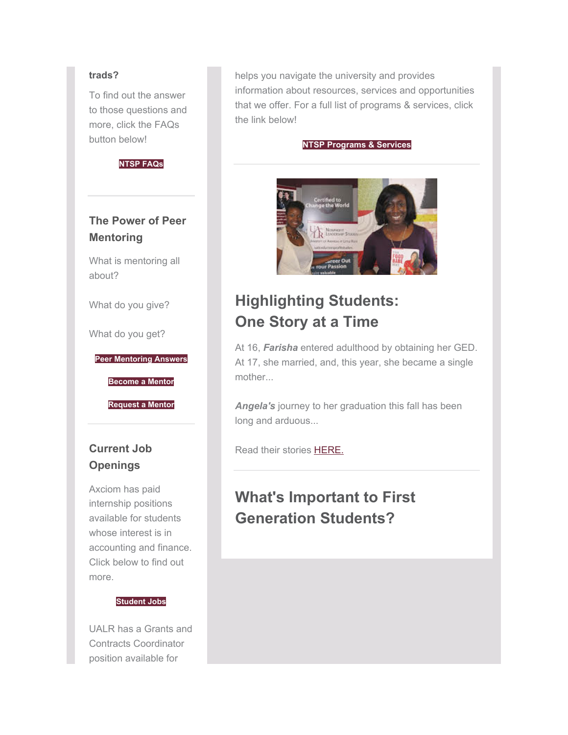trads?

To find out the answer to those questions and more, click the FAQs button below!

**NTSP FAQs**

## The Power of Peer Mentoring

What is mentoring all about?

What do you give?

What do you get?

**Peer Mentoring Answers**

**Become a Mentor**

**Request a Mentor**

## Current Job Openings

Axciom has paid internship positions available for students whose interest is in accounting and finance. Click below to find out more.

**Student Jobs**

UALR has a Grants and Contracts Coordinator position available for

helps you navigate the university and provides information about resources, services and opportunities that we offer. For a full list of programs & services, click the link below!

**NTSP Programs & Services**

## Highlighting Students: One Story at a Time

At 16, ***Farisha*** entered adulthood by obtaining her GED. At 17, she married, and, this year, she became a single mother...

***Angela's*** journey to her graduation this fall has been long and arduous...

Read their stories HERE.

## What's Important to First Generation Students?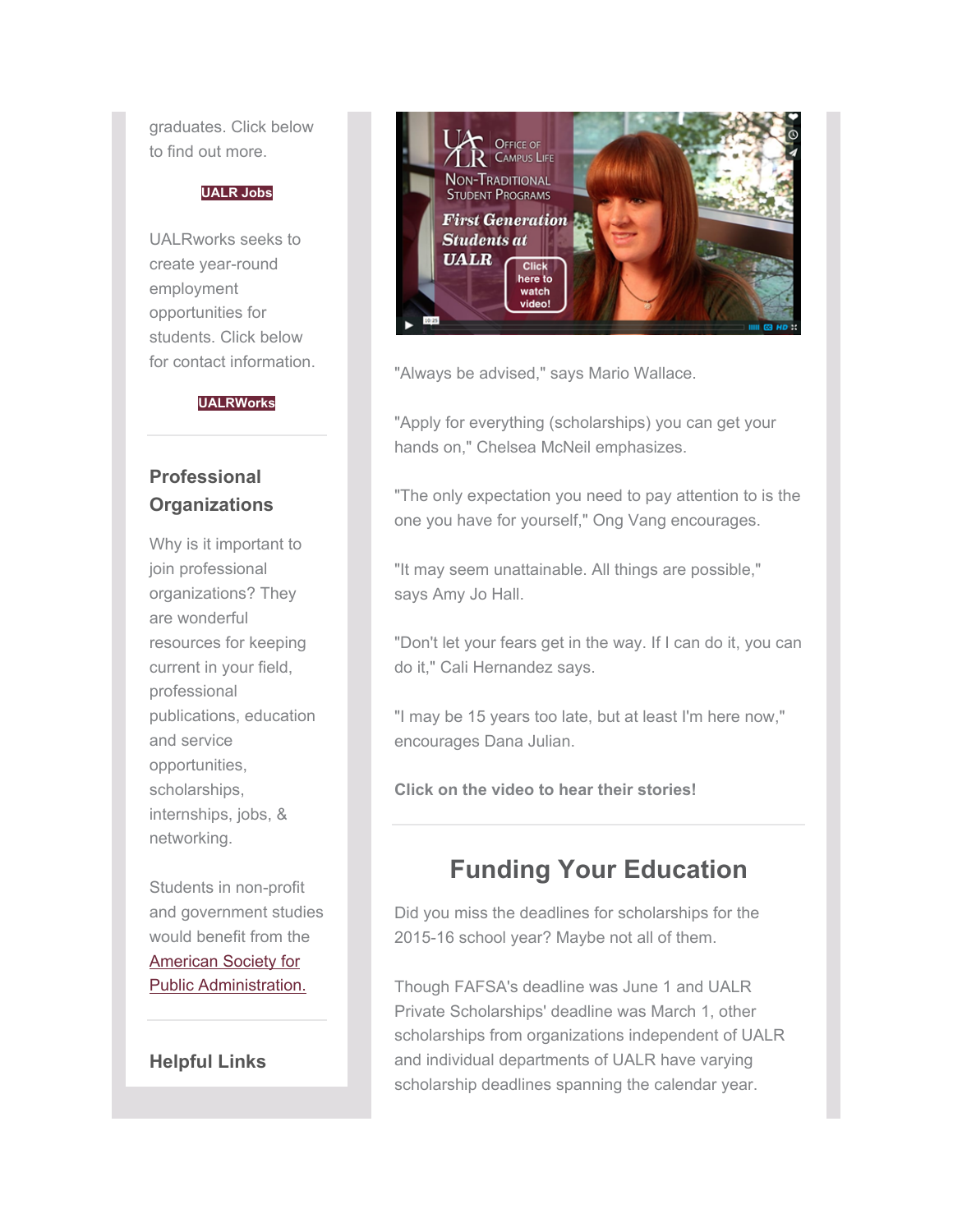graduates. Click below to find out more.

**UALR Jobs**

UALRworks seeks to create year-round employment opportunities for students. Click below for contact information.

**UALRWorks**

## Professional Organizations

Why is it important to join professional organizations? They are wonderful resources for keeping current in your field, professional publications, education and service opportunities, scholarships, internships, jobs, & networking.

Students in non-profit and government studies would benefit from the American Society for Public Administration.

## Helpful Links

"Always be advised," says Mario Wallace.

"Apply for everything (scholarships) you can get your hands on," Chelsea McNeil emphasizes.

"The only expectation you need to pay attention to is the one you have for yourself," Ong Vang encourages.

"It may seem unattainable. All things are possible," says Amy Jo Hall.

"Don't let your fears get in the way. If I can do it, you can do it," Cali Hernandez says.

"I may be 15 years too late, but at least I'm here now," encourages Dana Julian.

**Click on the video to hear their stories!**

## Funding Your Education

Did you miss the deadlines for scholarships for the 2015-16 school year? Maybe not all of them.

Though FAFSA's deadline was June 1 and UALR Private Scholarships' deadline was March 1, other scholarships from organizations independent of UALR and individual departments of UALR have varying scholarship deadlines spanning the calendar year.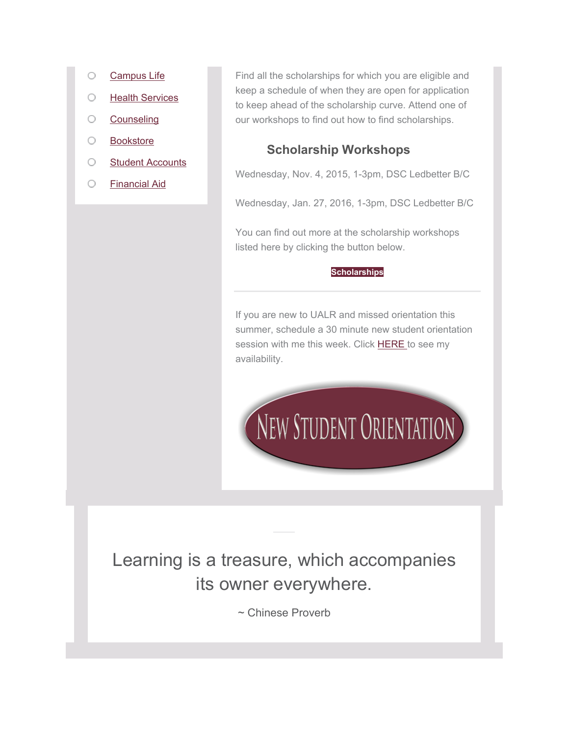- Campus Life
- Health Services
- Counseling
- Bookstore
- Student Accounts
- Financial Aid

Find all the scholarships for which you are eligible and keep a schedule of when they are open for application to keep ahead of the scholarship curve. Attend one of our workshops to find out how to find scholarships.

### Scholarship Workshops

Wednesday, Nov. 4, 2015, 1-3pm, DSC Ledbetter B/C

Wednesday, Jan. 27, 2016, 1-3pm, DSC Ledbetter B/C

You can find out more at the scholarship workshops listed here by clicking the button below.

**Scholarships**

---

If you are new to UALR and missed orientation this summer, schedule a 30 minute new student orientation session with me this week. Click HERE to see my availability.

NEW STUDENT ORIENTATION

Learning is a treasure, which accompanies its owner everywhere.

~ Chinese Proverb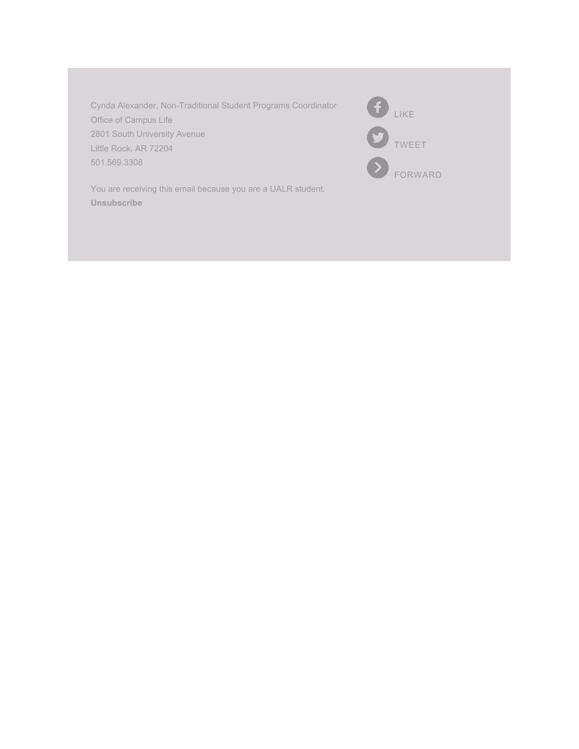Cynda Alexander, Non-Traditional Student Programs Coordinator
Office of Campus Life
2801 South University Avenue
Little Rock, AR 72204
501.569.3308

You are receiving this email because you are a UALR student.
**Unsubscribe**

LIKE

TWEET

FORWARD